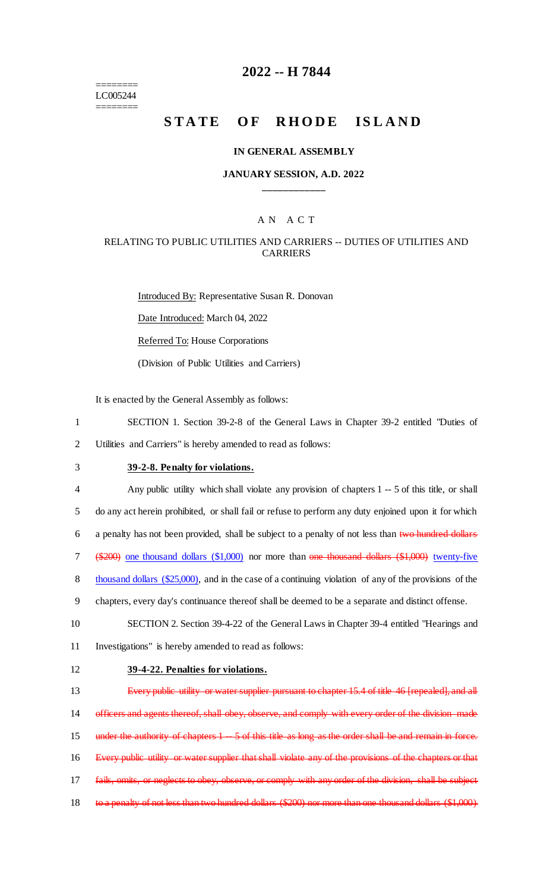========
LC005244
========

# 2022 -- H 7844

# STATE OF RHODE ISLAND

### IN GENERAL ASSEMBLY

### JANUARY SESSION, A.D. 2022

A N A C T

RELATING TO PUBLIC UTILITIES AND CARRIERS -- DUTIES OF UTILITIES AND CARRIERS

Introduced By: Representative Susan R. Donovan

Date Introduced: March 04, 2022

Referred To: House Corporations

(Division of Public Utilities and Carriers)

It is enacted by the General Assembly as follows:

1 SECTION 1. Section 39-2-8 of the General Laws in Chapter 39-2 entitled "Duties of
2 Utilities and Carriers" is hereby amended to read as follows:

3 **39-2-8. Penalty for violations.**

4 Any public utility which shall violate any provision of chapters 1 -- 5 of this title, or shall
5 do any act herein prohibited, or shall fail or refuse to perform any duty enjoined upon it for which
6 a penalty has not been provided, shall be subject to a penalty of not less than ~~two hundred dollars~~
7 ~~($200)~~ one thousand dollars ($1,000) nor more than ~~one thousand dollars ($1,000)~~ twenty-five
8 thousand dollars ($25,000), and in the case of a continuing violation of any of the provisions of the
9 chapters, every day's continuance thereof shall be deemed to be a separate and distinct offense.

10 SECTION 2. Section 39-4-22 of the General Laws in Chapter 39-4 entitled "Hearings and
11 Investigations" is hereby amended to read as follows:

12 **39-4-22. Penalties for violations.**

13 ~~Every public utility or water supplier pursuant to chapter 15.4 of title 46 [repealed], and all~~
14 ~~officers and agents thereof, shall obey, observe, and comply with every order of the division made~~
15 ~~under the authority of chapters 1 -- 5 of this title as long as the order shall be and remain in force.~~
16 ~~Every public utility or water supplier that shall violate any of the provisions of the chapters or that~~
17 ~~fails, omits, or neglects to obey, observe, or comply with any order of the division, shall be subject~~
18 ~~to a penalty of not less than two hundred dollars ($200) nor more than one thousand dollars ($1,000)~~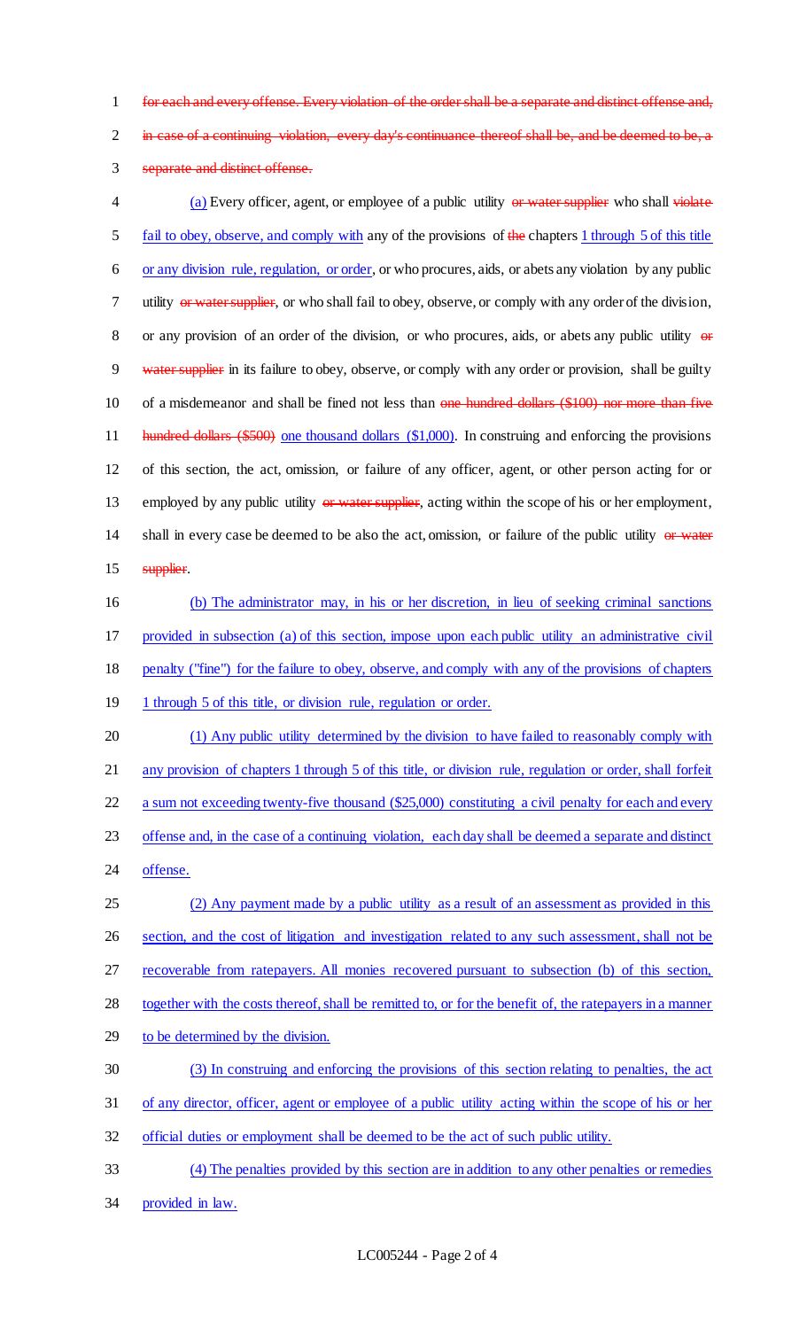~~for each and every offense. Every violation of the order shall be a separate and distinct offense and, in case of a continuing violation, every day's continuance thereof shall be, and be deemed to be, a separate and distinct offense.~~

(a) Every officer, agent, or employee of a public utility ~~or water supplier~~ who shall ~~violate~~ fail to obey, observe, and comply with any of the provisions of ~~the~~ chapters 1 through 5 of this title or any division rule, regulation, or order, or who procures, aids, or abets any violation by any public utility ~~or water supplier~~, or who shall fail to obey, observe, or comply with any order of the division, or any provision of an order of the division, or who procures, aids, or abets any public utility ~~or water supplier~~ in its failure to obey, observe, or comply with any order or provision, shall be guilty of a misdemeanor and shall be fined not less than ~~one hundred dollars ($100) nor more than five hundred dollars ($500)~~ one thousand dollars ($1,000). In construing and enforcing the provisions of this section, the act, omission, or failure of any officer, agent, or other person acting for or employed by any public utility ~~or water supplier~~, acting within the scope of his or her employment, shall in every case be deemed to be also the act, omission, or failure of the public utility ~~or water supplier~~.

(b) The administrator may, in his or her discretion, in lieu of seeking criminal sanctions provided in subsection (a) of this section, impose upon each public utility an administrative civil penalty ("fine") for the failure to obey, observe, and comply with any of the provisions of chapters 1 through 5 of this title, or division rule, regulation or order.

(1) Any public utility determined by the division to have failed to reasonably comply with any provision of chapters 1 through 5 of this title, or division rule, regulation or order, shall forfeit a sum not exceeding twenty-five thousand ($25,000) constituting a civil penalty for each and every offense and, in the case of a continuing violation, each day shall be deemed a separate and distinct offense.

(2) Any payment made by a public utility as a result of an assessment as provided in this section, and the cost of litigation and investigation related to any such assessment, shall not be recoverable from ratepayers. All monies recovered pursuant to subsection (b) of this section, together with the costs thereof, shall be remitted to, or for the benefit of, the ratepayers in a manner to be determined by the division.

(3) In construing and enforcing the provisions of this section relating to penalties, the act of any director, officer, agent or employee of a public utility acting within the scope of his or her official duties or employment shall be deemed to be the act of such public utility.

(4) The penalties provided by this section are in addition to any other penalties or remedies provided in law.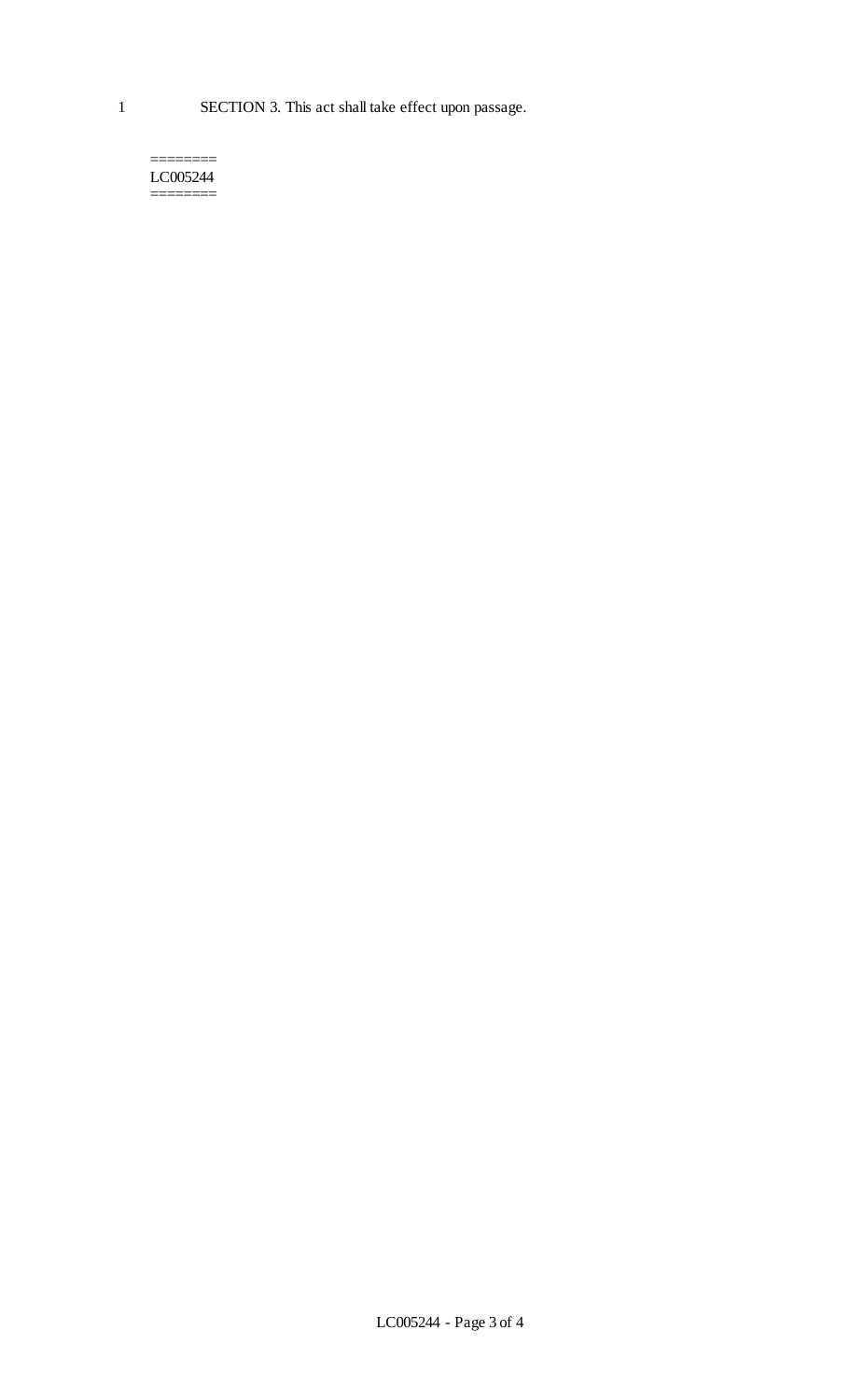SECTION 3. This act shall take effect upon passage.

========
LC005244
========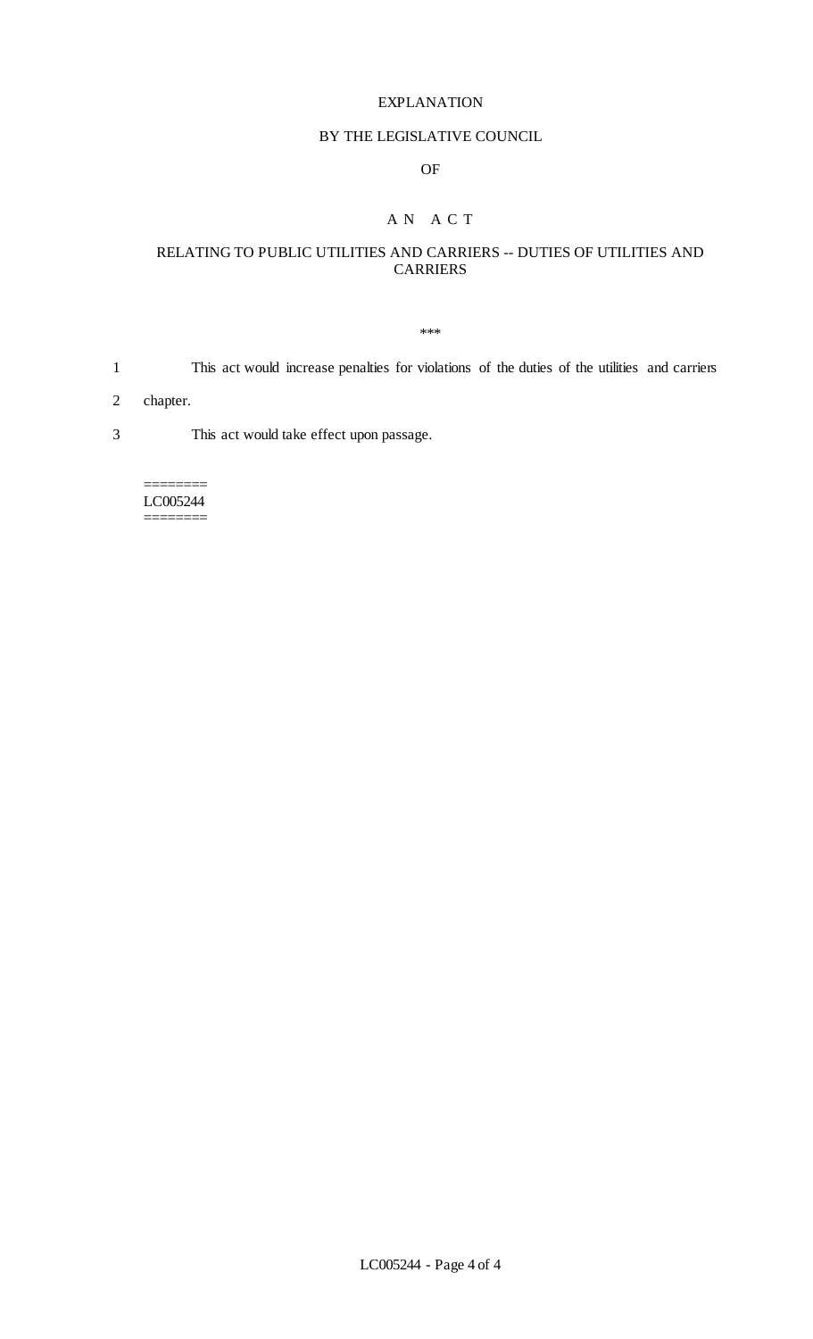EXPLANATION

BY THE LEGISLATIVE COUNCIL

OF

A N A C T

RELATING TO PUBLIC UTILITIES AND CARRIERS -- DUTIES OF UTILITIES AND CARRIERS

\*\*\*

1 This act would increase penalties for violations of the duties of the utilities and carriers

2 chapter.

3 This act would take effect upon passage.

========
LC005244
========